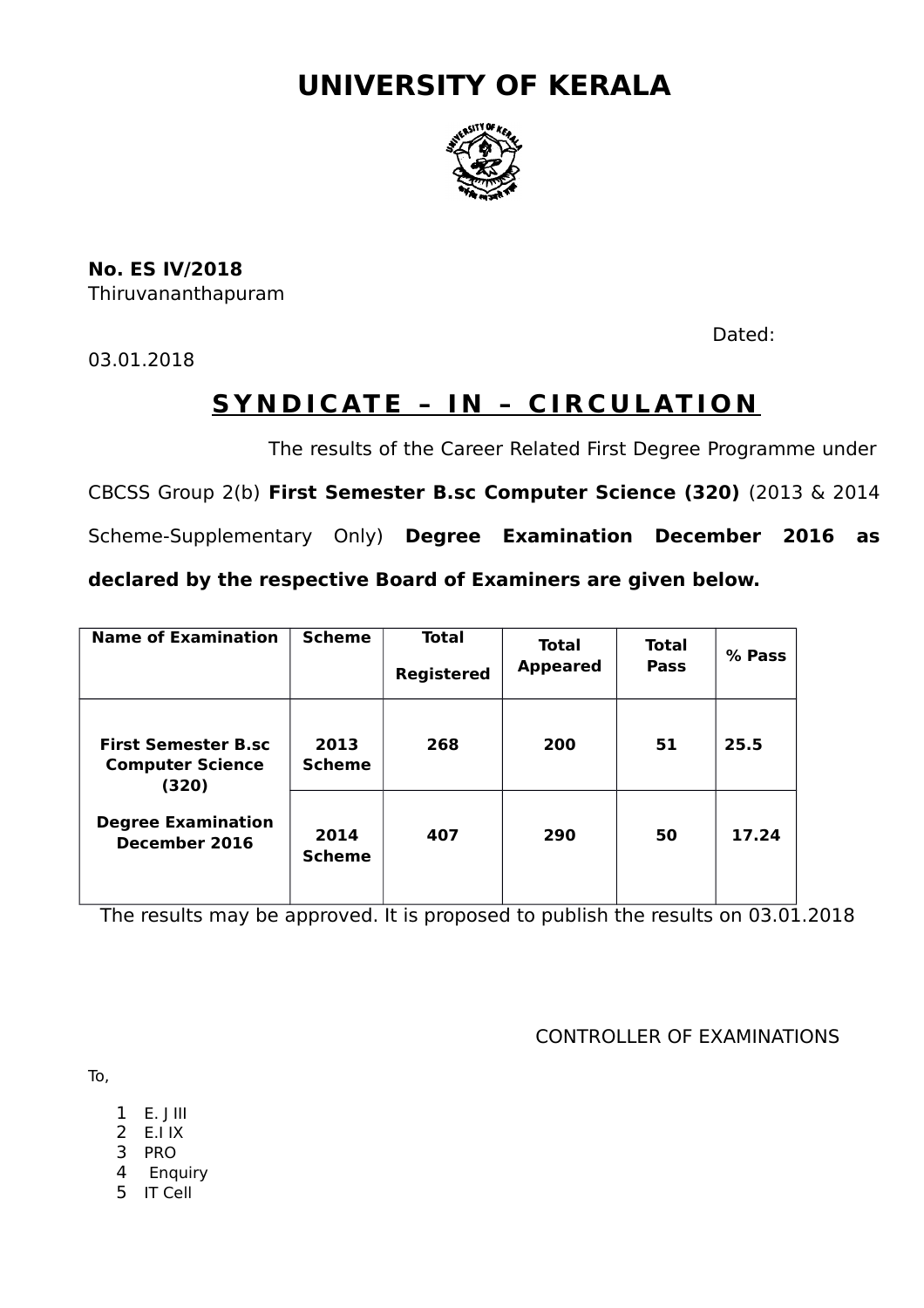# UNIVERSITY OF KERALA

**No. ES IV/2018**
Thiruvananthapuram

Dated: 03.01.2018

## S Y N D I C A T E – I N – C I R C U L A T I O N

The results of the Career Related First Degree Programme under CBCSS Group 2(b) **First Semester B.sc Computer Science (320)** (2013 & 2014 Scheme-Supplementary Only) **Degree Examination December 2016 as declared by the respective Board of Examiners are given below.**

| **Name of Examination** | **Scheme** | **Total Registered** | **Total Appeared** | **Total Pass** | **% Pass** |
|---|---|---|---|---|---|
| **First Semester B.sc Computer Science (320) Degree Examination December 2016** | **2013 Scheme** | **268** | **200** | **51** | **25.5** |
| | **2014 Scheme** | **407** | **290** | **50** | **17.24** |

The results may be approved. It is proposed to publish the results on 03.01.2018

CONTROLLER OF EXAMINATIONS

To,

1. E. J III
2. E.I IX
3. PRO
4. Enquiry
5. IT Cell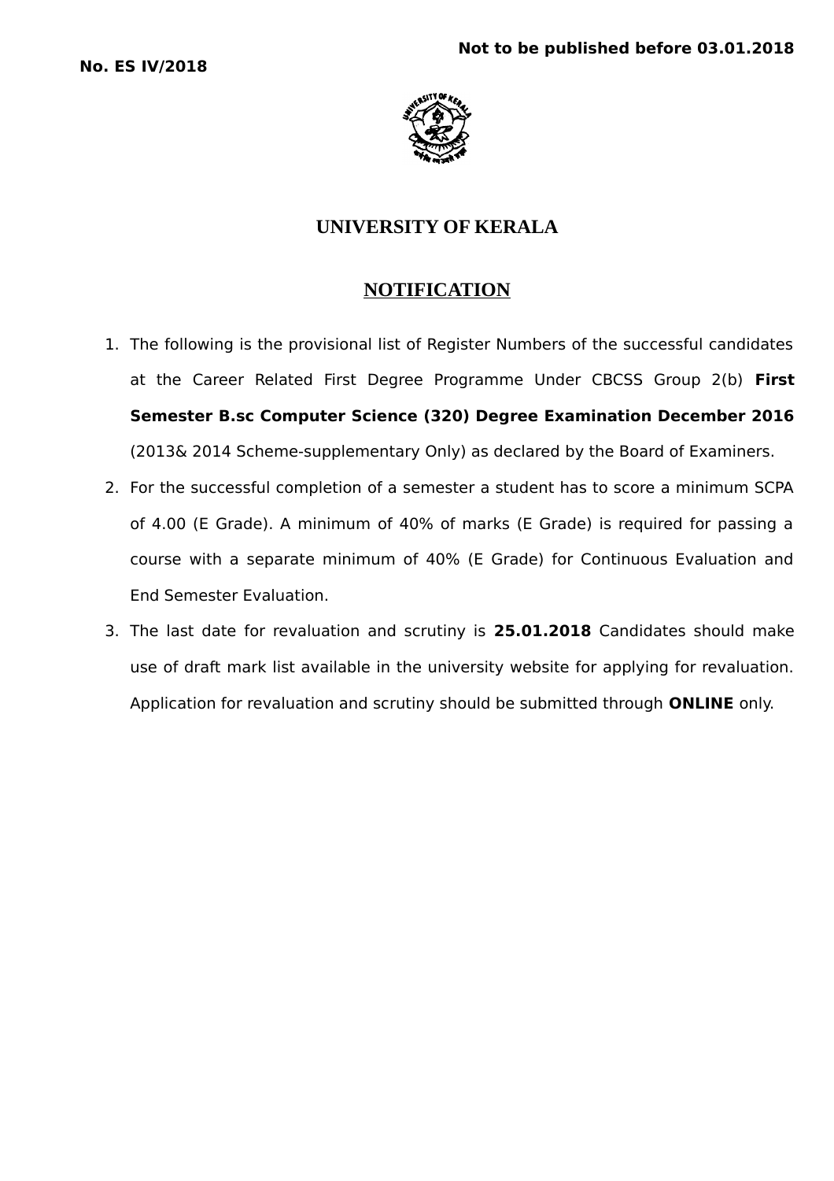**No. ES IV/2018**

**Not to be published before 03.01.2018**

## UNIVERSITY OF KERALA

## NOTIFICATION

1. The following is the provisional list of Register Numbers of the successful candidates at the Career Related First Degree Programme Under CBCSS Group 2(b) **First Semester B.sc Computer Science (320) Degree Examination December 2016** (2013& 2014 Scheme-supplementary Only) as declared by the Board of Examiners.
2. For the successful completion of a semester a student has to score a minimum SCPA of 4.00 (E Grade). A minimum of 40% of marks (E Grade) is required for passing a course with a separate minimum of 40% (E Grade) for Continuous Evaluation and End Semester Evaluation.
3. The last date for revaluation and scrutiny is **25.01.2018** Candidates should make use of draft mark list available in the university website for applying for revaluation. Application for revaluation and scrutiny should be submitted through **ONLINE** only.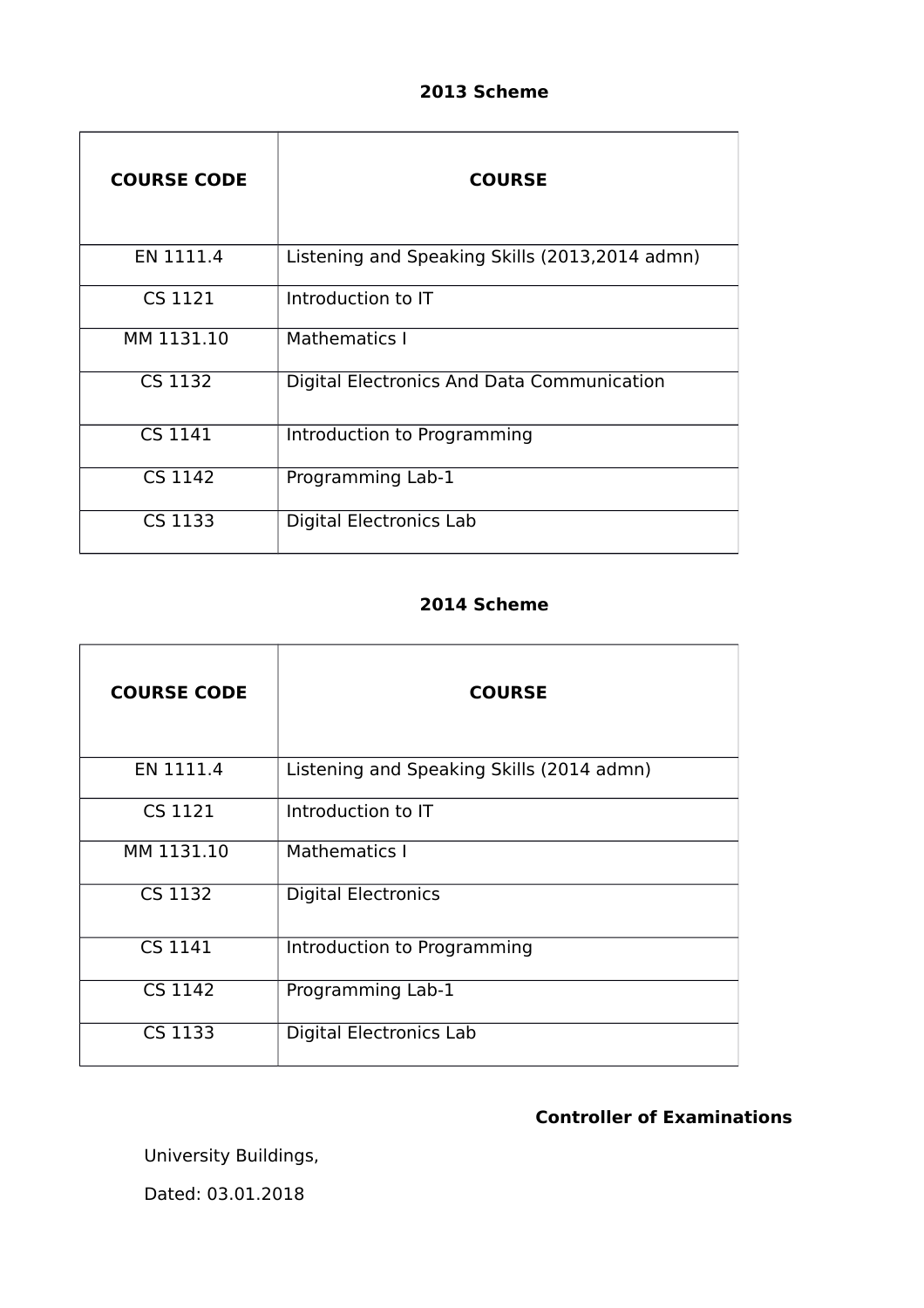**2013 Scheme**

| COURSE CODE | COURSE |
|---|---|
| EN 1111.4 | Listening and Speaking Skills (2013,2014 admn) |
| CS 1121 | Introduction to IT |
| MM 1131.10 | Mathematics I |
| CS 1132 | Digital Electronics And Data Communication |
| CS 1141 | Introduction to Programming |
| CS 1142 | Programming Lab-1 |
| CS 1133 | Digital Electronics Lab |

**2014 Scheme**

| COURSE CODE | COURSE |
|---|---|
| EN 1111.4 | Listening and Speaking Skills (2014 admn) |
| CS 1121 | Introduction to IT |
| MM 1131.10 | Mathematics I |
| CS 1132 | Digital Electronics |
| CS 1141 | Introduction to Programming |
| CS 1142 | Programming Lab-1 |
| CS 1133 | Digital Electronics Lab |

**Controller of Examinations**

University Buildings,

Dated: 03.01.2018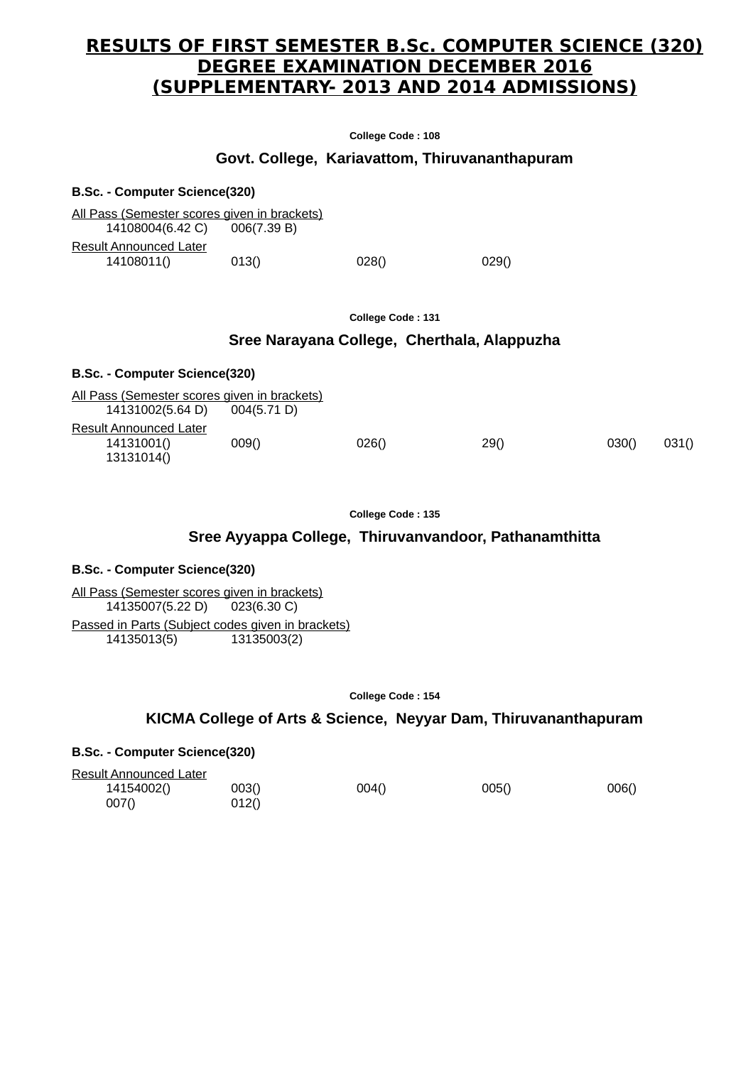# RESULTS OF FIRST SEMESTER B.Sc. COMPUTER SCIENCE (320) DEGREE EXAMINATION DECEMBER 2016 (SUPPLEMENTARY- 2013 AND 2014 ADMISSIONS)

**College Code : 108**

## Govt. College, Kariavattom, Thiruvananthapuram

**B.Sc. - Computer Science(320)**

All Pass (Semester scores given in brackets)

14108004(6.42 C) 006(7.39 B)

Result Announced Later

14108011() 013() 028() 029()

**College Code : 131**

## Sree Narayana College, Cherthala, Alappuzha

**B.Sc. - Computer Science(320)**

All Pass (Semester scores given in brackets)

14131002(5.64 D) 004(5.71 D)

Result Announced Later

14131001() 009() 026() 29() 030() 031()
13131014()

**College Code : 135**

## Sree Ayyappa College, Thiruvanvandoor, Pathanamthitta

**B.Sc. - Computer Science(320)**

All Pass (Semester scores given in brackets)

14135007(5.22 D) 023(6.30 C)

Passed in Parts (Subject codes given in brackets)

14135013(5) 13135003(2)

**College Code : 154**

## KICMA College of Arts & Science, Neyyar Dam, Thiruvananthapuram

**B.Sc. - Computer Science(320)**

Result Announced Later

14154002() 003() 004() 005() 006()
007() 012()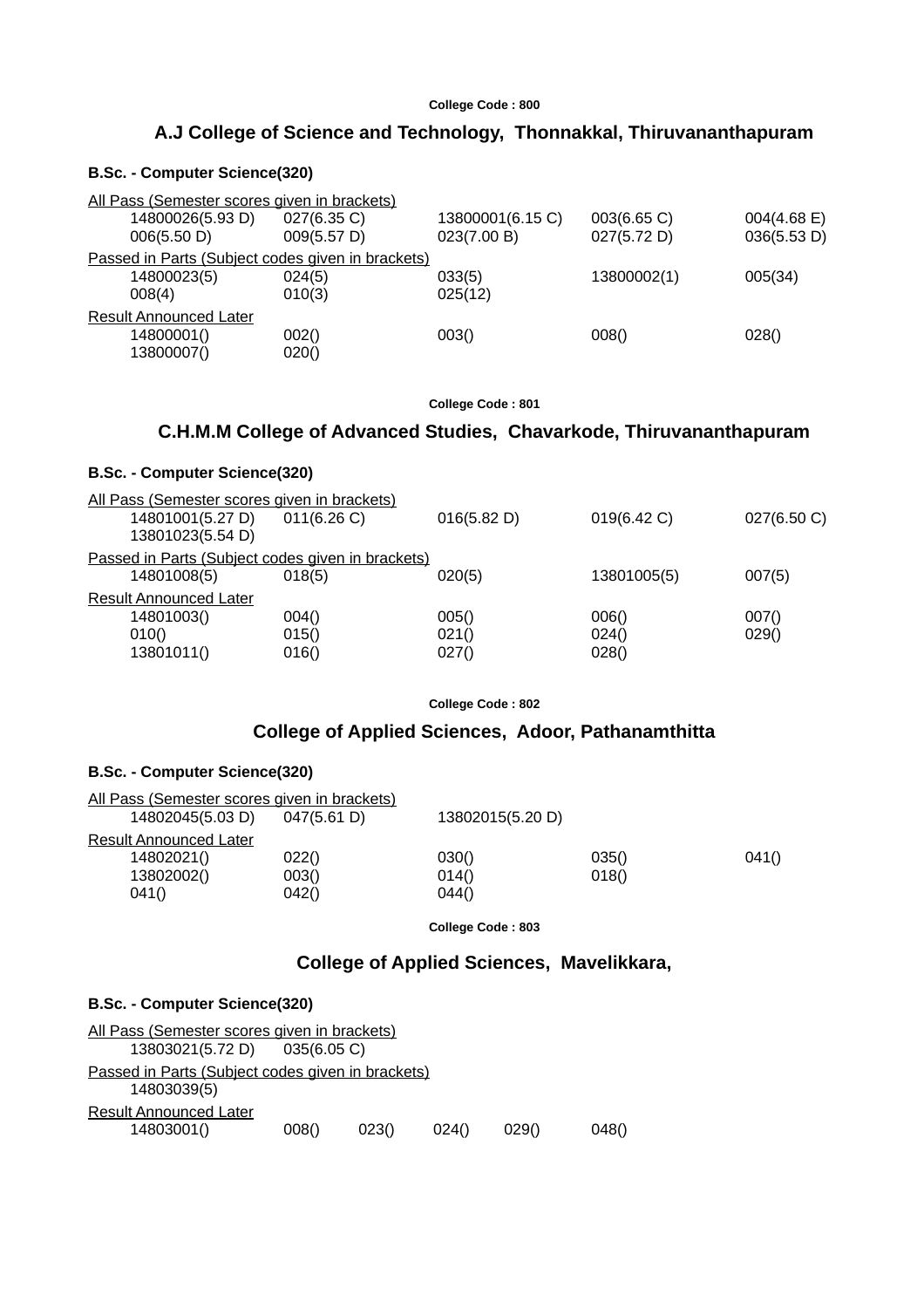**College Code : 800**

## A.J College of Science and Technology, Thonnakkal, Thiruvananthapuram

### B.Sc. - Computer Science(320)

All Pass (Semester scores given in brackets)

| | | | | |
|---|---|---|---|---|
| 14800026(5.93 D) | 027(6.35 C) | 13800001(6.15 C) | 003(6.65 C) | 004(4.68 E) |
| 006(5.50 D) | 009(5.57 D) | 023(7.00 B) | 027(5.72 D) | 036(5.53 D) |

Passed in Parts (Subject codes given in brackets)

| | | | | |
|---|---|---|---|---|
| 14800023(5) | 024(5) | 033(5) | 13800002(1) | 005(34) |
| 008(4) | 010(3) | 025(12) | | |

Result Announced Later

| | | | | |
|---|---|---|---|---|
| 14800001() | 002() | 003() | 008() | 028() |
| 13800007() | 020() | | | |

**College Code : 801**

## C.H.M.M College of Advanced Studies, Chavarkode, Thiruvananthapuram

### B.Sc. - Computer Science(320)

All Pass (Semester scores given in brackets)

| | | | | |
|---|---|---|---|---|
| 14801001(5.27 D) | 011(6.26 C) | 016(5.82 D) | 019(6.42 C) | 027(6.50 C) |
| 13801023(5.54 D) | | | | |

Passed in Parts (Subject codes given in brackets)

| | | | | |
|---|---|---|---|---|
| 14801008(5) | 018(5) | 020(5) | 13801005(5) | 007(5) |

Result Announced Later

| | | | | |
|---|---|---|---|---|
| 14801003() | 004() | 005() | 006() | 007() |
| 010() | 015() | 021() | 024() | 029() |
| 13801011() | 016() | 027() | 028() | |

**College Code : 802**

## College of Applied Sciences, Adoor, Pathanamthitta

### B.Sc. - Computer Science(320)

All Pass (Semester scores given in brackets)

| | | |
|---|---|---|
| 14802045(5.03 D) | 047(5.61 D) | 13802015(5.20 D) |

Result Announced Later

| | | | | |
|---|---|---|---|---|
| 14802021() | 022() | 030() | 035() | 041() |
| 13802002() | 003() | 014() | 018() | |
| 041() | 042() | 044() | | |

**College Code : 803**

## College of Applied Sciences, Mavelikkara,

### B.Sc. - Computer Science(320)

All Pass (Semester scores given in brackets)

| | |
|---|---|
| 13803021(5.72 D) | 035(6.05 C) |

Passed in Parts (Subject codes given in brackets)

14803039(5)

Result Announced Later

| | | | | | |
|---|---|---|---|---|---|
| 14803001() | 008() | 023() | 024() | 029() | 048() |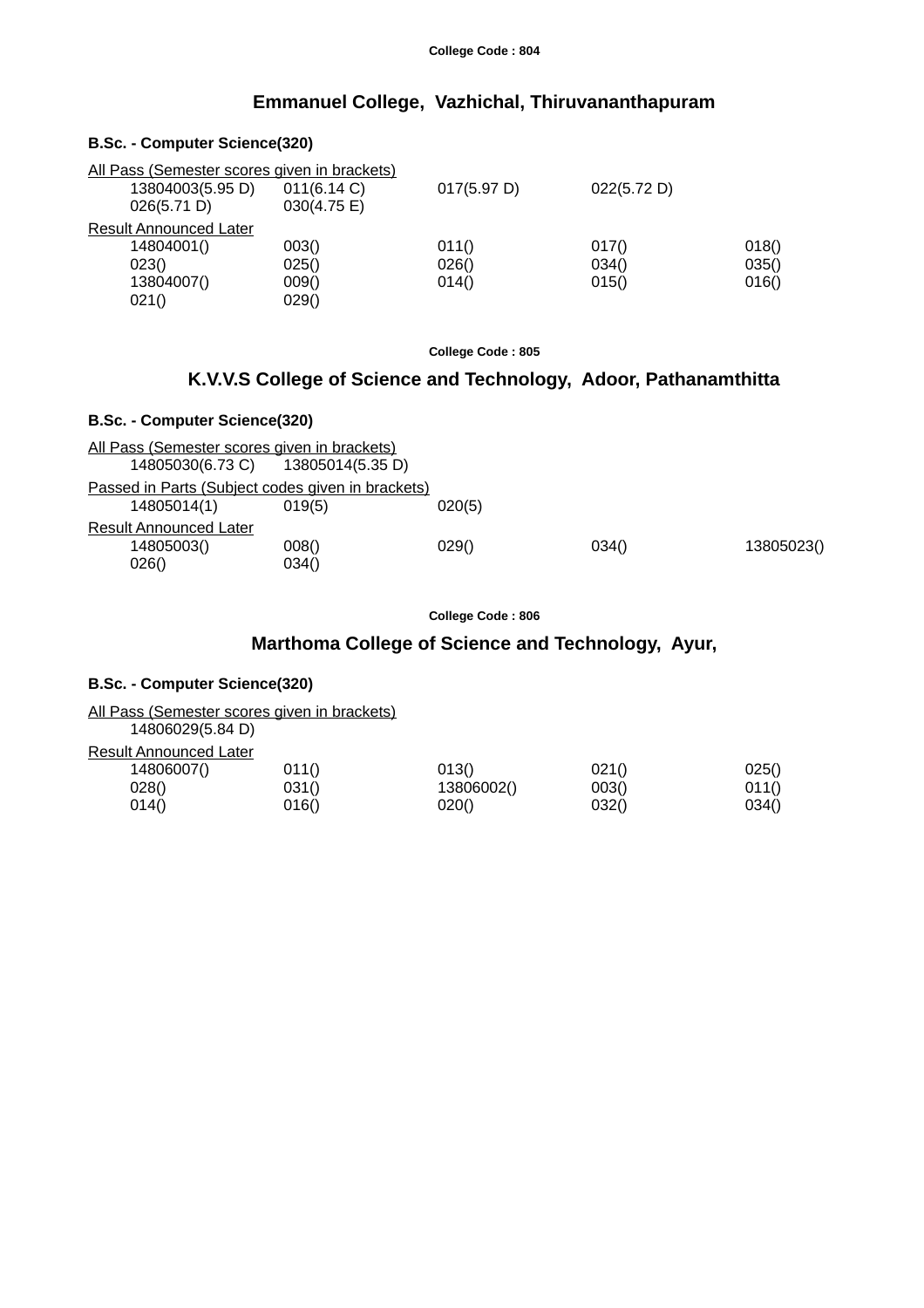College Code : 804

## Emmanuel College, Vazhichal, Thiruvananthapuram

### B.Sc. - Computer Science(320)

All Pass (Semester scores given in brackets)

| | | | | |
|---|---|---|---|---|
| 13804003(5.95 D) | 011(6.14 C) | 017(5.97 D) | 022(5.72 D) | |
| 026(5.71 D) | 030(4.75 E) | | | |

Result Announced Later

| | | | | |
|---|---|---|---|---|
| 14804001() | 003() | 011() | 017() | 018() |
| 023() | 025() | 026() | 034() | 035() |
| 13804007() | 009() | 014() | 015() | 016() |
| 021() | 029() | | | |

College Code : 805

## K.V.V.S College of Science and Technology, Adoor, Pathanamthitta

### B.Sc. - Computer Science(320)

All Pass (Semester scores given in brackets)

| | |
|---|---|
| 14805030(6.73 C) | 13805014(5.35 D) |

Passed in Parts (Subject codes given in brackets)

| | | |
|---|---|---|
| 14805014(1) | 019(5) | 020(5) |

Result Announced Later

| | | | | |
|---|---|---|---|---|
| 14805003() | 008() | 029() | 034() | 13805023() |
| 026() | 034() | | | |

College Code : 806

## Marthoma College of Science and Technology, Ayur,

### B.Sc. - Computer Science(320)

All Pass (Semester scores given in brackets)

14806029(5.84 D)

Result Announced Later

| | | | | |
|---|---|---|---|---|
| 14806007() | 011() | 013() | 021() | 025() |
| 028() | 031() | 13806002() | 003() | 011() |
| 014() | 016() | 020() | 032() | 034() |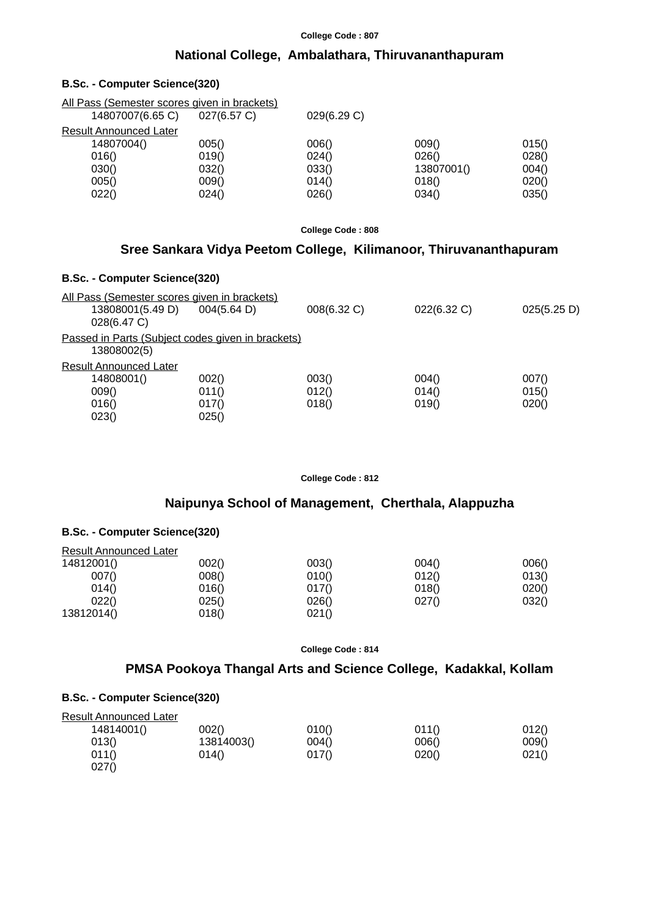College Code : 807

## National College, Ambalathara, Thiruvananthapuram

### B.Sc. - Computer Science(320)

All Pass (Semester scores given in brackets)

| | | | | |
|---|---|---|---|---|
| 14807007(6.65 C) | 027(6.57 C) | 029(6.29 C) | | |

Result Announced Later

| | | | | |
|---|---|---|---|---|
| 14807004() | 005() | 006() | 009() | 015() |
| 016() | 019() | 024() | 026() | 028() |
| 030() | 032() | 033() | 13807001() | 004() |
| 005() | 009() | 014() | 018() | 020() |
| 022() | 024() | 026() | 034() | 035() |

College Code : 808

## Sree Sankara Vidya Peetom College, Kilimanoor, Thiruvananthapuram

### B.Sc. - Computer Science(320)

All Pass (Semester scores given in brackets)

| | | | | |
|---|---|---|---|---|
| 13808001(5.49 D) | 004(5.64 D) | 008(6.32 C) | 022(6.32 C) | 025(5.25 D) |
| 028(6.47 C) | | | | |

Passed in Parts (Subject codes given in brackets)

13808002(5)

Result Announced Later

| | | | | |
|---|---|---|---|---|
| 14808001() | 002() | 003() | 004() | 007() |
| 009() | 011() | 012() | 014() | 015() |
| 016() | 017() | 018() | 019() | 020() |
| 023() | 025() | | | |

College Code : 812

## Naipunya School of Management, Cherthala, Alappuzha

### B.Sc. - Computer Science(320)

Result Announced Later

| | | | | |
|---|---|---|---|---|
| 14812001() | 002() | 003() | 004() | 006() |
| 007() | 008() | 010() | 012() | 013() |
| 014() | 016() | 017() | 018() | 020() |
| 022() | 025() | 026() | 027() | 032() |
| 13812014() | 018() | 021() | | |

College Code : 814

## PMSA Pookoya Thangal Arts and Science College, Kadakkal, Kollam

### B.Sc. - Computer Science(320)

Result Announced Later

| | | | | |
|---|---|---|---|---|
| 14814001() | 002() | 010() | 011() | 012() |
| 013() | 13814003() | 004() | 006() | 009() |
| 011() | 014() | 017() | 020() | 021() |
| 027() | | | | |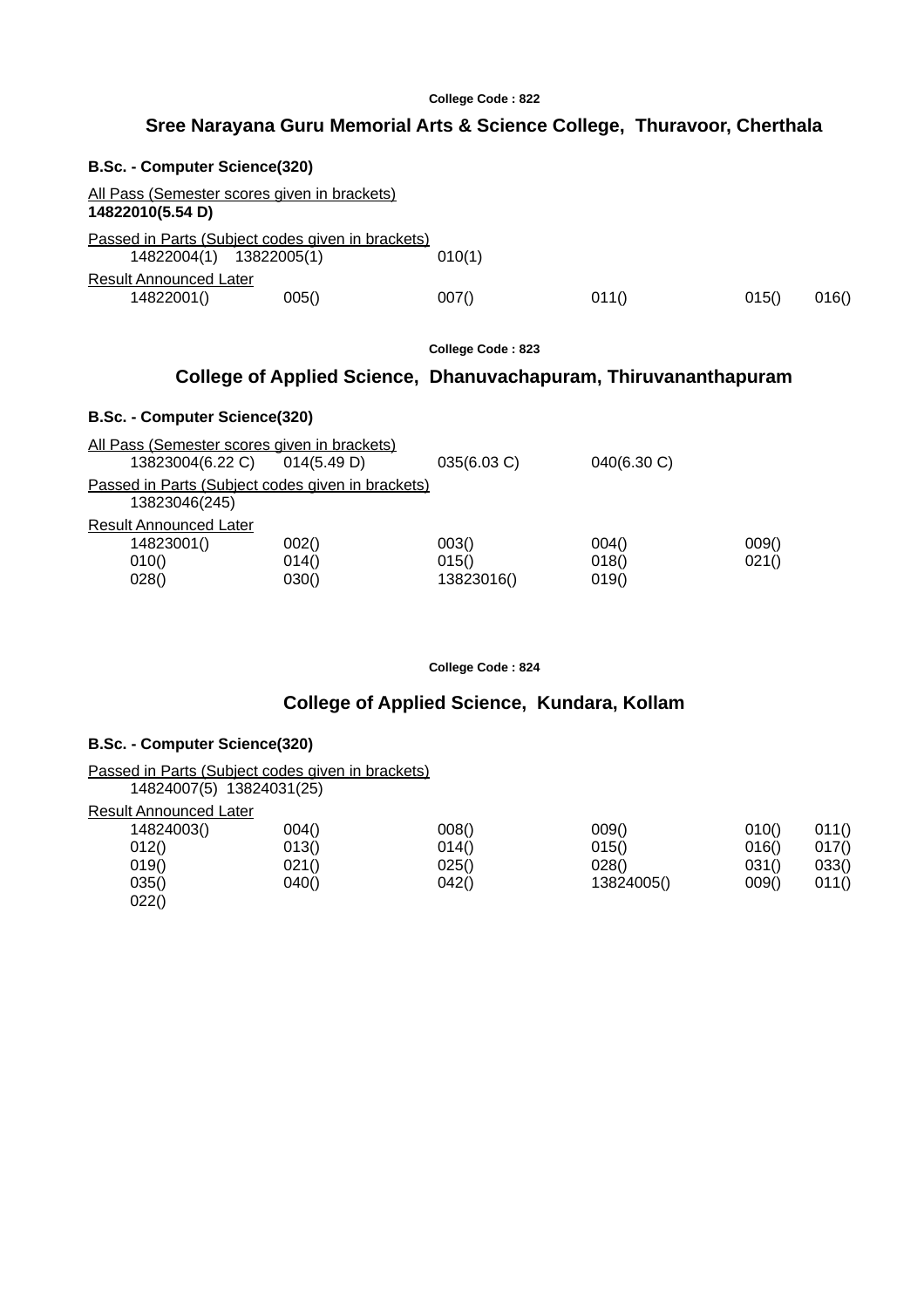College Code : 822

## Sree Narayana Guru Memorial Arts & Science College, Thuravoor, Cherthala

**B.Sc. - Computer Science(320)**

All Pass (Semester scores given in brackets)

**14822010(5.54 D)**

Passed in Parts (Subject codes given in brackets)

14822004(1) 13822005(1) 010(1)

Result Announced Later

14822001() 005() 007() 011() 015() 016()

College Code : 823

## College of Applied Science, Dhanuvachapuram, Thiruvananthapuram

**B.Sc. - Computer Science(320)**

All Pass (Semester scores given in brackets)

13823004(6.22 C) 014(5.49 D) 035(6.03 C) 040(6.30 C)

Passed in Parts (Subject codes given in brackets)

13823046(245)

Result Announced Later

14823001() 002() 003() 004() 009()
010() 014() 015() 018() 021()
028() 030() 13823016() 019()

College Code : 824

## College of Applied Science, Kundara, Kollam

**B.Sc. - Computer Science(320)**

Passed in Parts (Subject codes given in brackets)

14824007(5) 13824031(25)

Result Announced Later

14824003() 004() 008() 009() 010() 011()
012() 013() 014() 015() 016() 017()
019() 021() 025() 028() 031() 033()
035() 040() 042() 13824005() 009() 011()
022()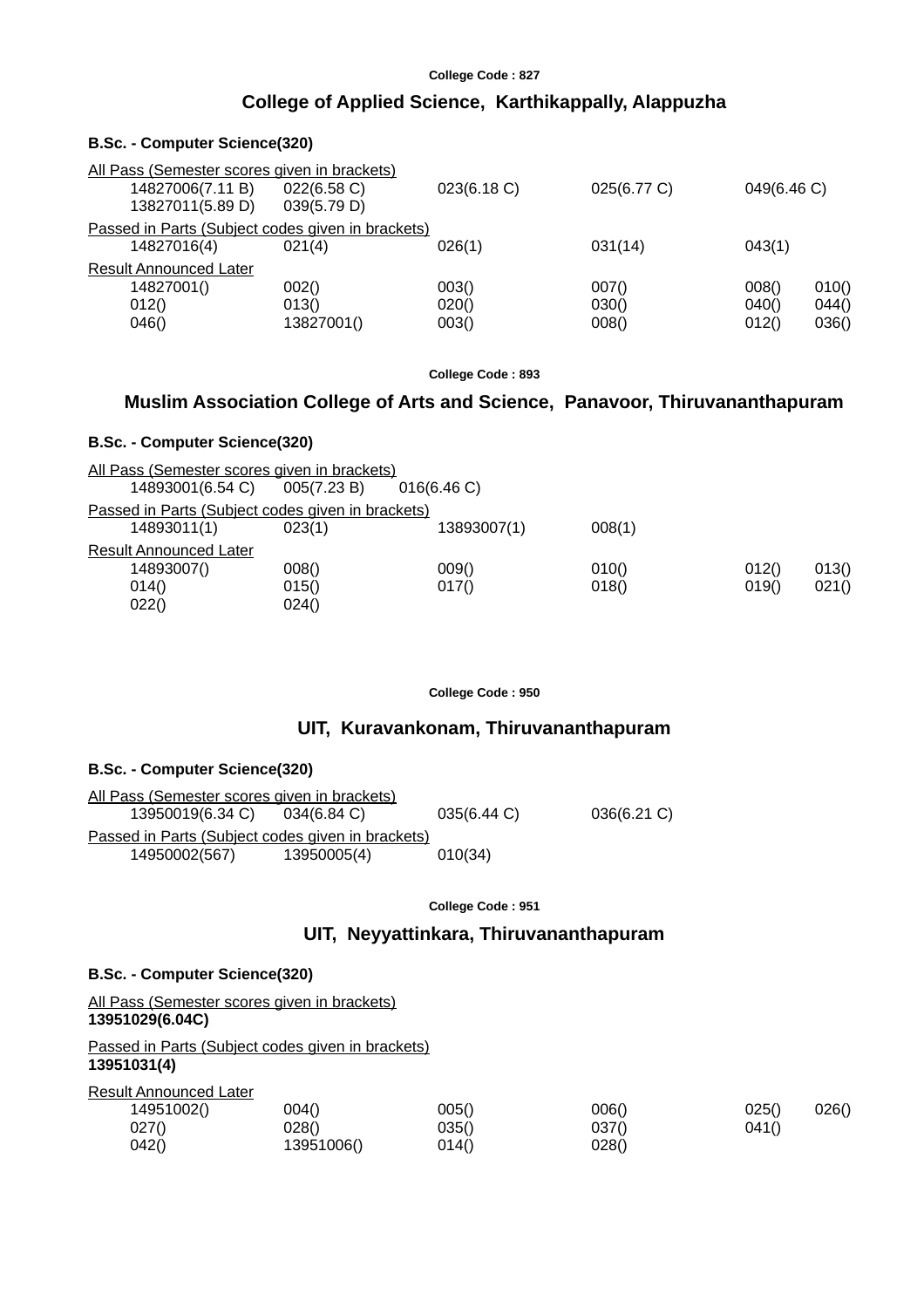College Code : 827

## College of Applied Science, Karthikappally, Alappuzha

**B.Sc. - Computer Science(320)**

All Pass (Semester scores given in brackets)

| | | | | |
|---|---|---|---|---|
| 14827006(7.11 B) | 022(6.58 C) | 023(6.18 C) | 025(6.77 C) | 049(6.46 C) |
| 13827011(5.89 D) | 039(5.79 D) | | | |

Passed in Parts (Subject codes given in brackets)

| | | | | |
|---|---|---|---|---|
| 14827016(4) | 021(4) | 026(1) | 031(14) | 043(1) |

Result Announced Later

| | | | | | |
|---|---|---|---|---|---|
| 14827001() | 002() | 003() | 007() | 008() | 010() |
| 012() | 013() | 020() | 030() | 040() | 044() |
| 046() | 13827001() | 003() | 008() | 012() | 036() |

College Code : 893

## Muslim Association College of Arts and Science, Panavoor, Thiruvananthapuram

**B.Sc. - Computer Science(320)**

All Pass (Semester scores given in brackets)

| | | |
|---|---|---|
| 14893001(6.54 C) | 005(7.23 B) | 016(6.46 C) |

Passed in Parts (Subject codes given in brackets)

| | | | |
|---|---|---|---|
| 14893011(1) | 023(1) | 13893007(1) | 008(1) |

Result Announced Later

| | | | | | |
|---|---|---|---|---|---|
| 14893007() | 008() | 009() | 010() | 012() | 013() |
| 014() | 015() | 017() | 018() | 019() | 021() |
| 022() | 024() | | | | |

College Code : 950

## UIT, Kuravankonam, Thiruvananthapuram

**B.Sc. - Computer Science(320)**

All Pass (Semester scores given in brackets)

| | | | |
|---|---|---|---|
| 13950019(6.34 C) | 034(6.84 C) | 035(6.44 C) | 036(6.21 C) |

Passed in Parts (Subject codes given in brackets)

| | | |
|---|---|---|
| 14950002(567) | 13950005(4) | 010(34) |

College Code : 951

## UIT, Neyyattinkara, Thiruvananthapuram

**B.Sc. - Computer Science(320)**

All Pass (Semester scores given in brackets)

**13951029(6.04C)**

Passed in Parts (Subject codes given in brackets)

**13951031(4)**

Result Announced Later

| | | | | | |
|---|---|---|---|---|---|
| 14951002() | 004() | 005() | 006() | 025() | 026() |
| 027() | 028() | 035() | 037() | 041() | |
| 042() | 13951006() | 014() | 028() | | |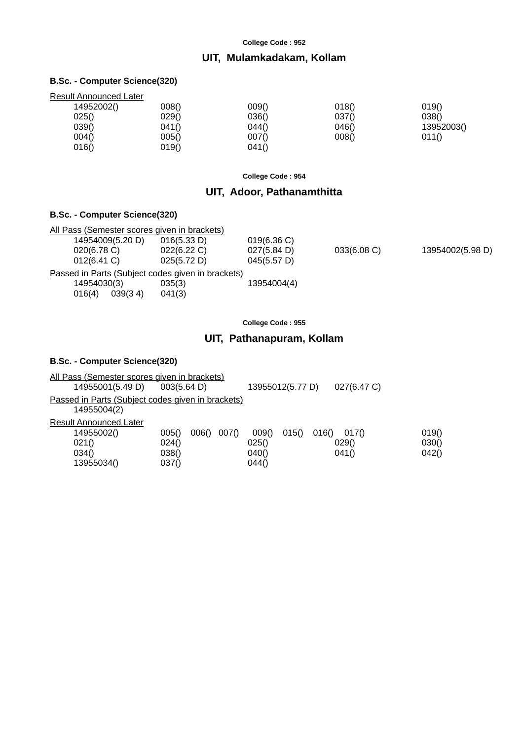College Code : 952

## UIT, Mulamkadakam, Kollam

### B.Sc. - Computer Science(320)

Result Announced Later

| | | | | |
|---|---|---|---|---|
| 14952002() | 008() | 009() | 018() | 019() |
| 025() | 029() | 036() | 037() | 038() |
| 039() | 041() | 044() | 046() | 13952003() |
| 004() | 005() | 007() | 008() | 011() |
| 016() | 019() | 041() | | |

College Code : 954

## UIT, Adoor, Pathanamthitta

### B.Sc. - Computer Science(320)

All Pass (Semester scores given in brackets)

| | | | | |
|---|---|---|---|---|
| 14954009(5.20 D) | 016(5.33 D) | 019(6.36 C) | | |
| 020(6.78 C) | 022(6.22 C) | 027(5.84 D) | 033(6.08 C) | 13954002(5.98 D) |
| 012(6.41 C) | 025(5.72 D) | 045(5.57 D) | | |

Passed in Parts (Subject codes given in brackets)

14954030(3) 035(3) 13954004(4)
016(4) 039(3 4) 041(3)

College Code : 955

## UIT, Pathanapuram, Kollam

### B.Sc. - Computer Science(320)

All Pass (Semester scores given in brackets)

14955001(5.49 D) 003(5.64 D) 13955012(5.77 D) 027(6.47 C)

Passed in Parts (Subject codes given in brackets)

14955004(2)

Result Announced Later

14955002() 005() 006() 007() 009() 015() 016() 017() 019()
021() 024() 025() 029() 030()
034() 038() 040() 041() 042()
13955034() 037() 044()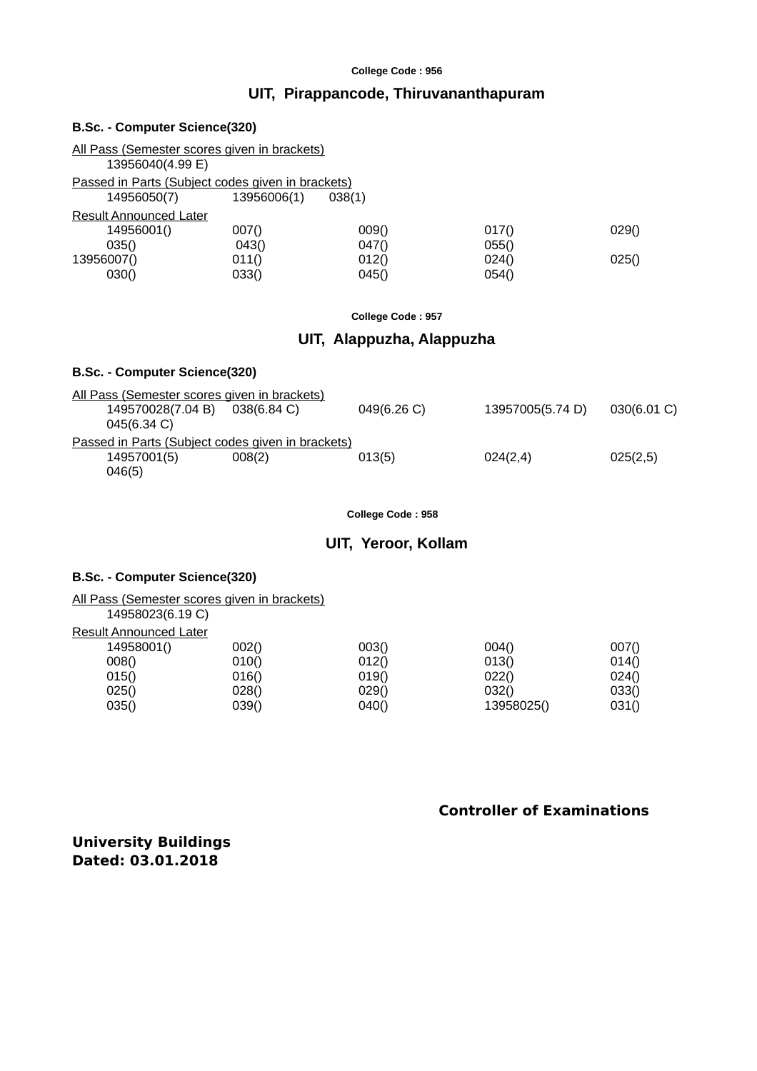College Code : 956

## UIT, Pirappancode, Thiruvananthapuram

### B.Sc. - Computer Science(320)

All Pass (Semester scores given in brackets)

13956040(4.99 E)

Passed in Parts (Subject codes given in brackets)

14956050(7) 13956006(1) 038(1)

Result Announced Later

| | | | | |
|---|---|---|---|---|
| 14956001() | 007() | 009() | 017() | 029() |
| 035() | 043() | 047() | 055() | |
| 13956007() | 011() | 012() | 024() | 025() |
| 030() | 033() | 045() | 054() | |

College Code : 957

## UIT, Alappuzha, Alappuzha

### B.Sc. - Computer Science(320)

All Pass (Semester scores given in brackets)

| | | | | |
|---|---|---|---|---|
| 149570028(7.04 B) | 038(6.84 C) | 049(6.26 C) | 13957005(5.74 D) | 030(6.01 C) |
| 045(6.34 C) | | | | |

Passed in Parts (Subject codes given in brackets)

| | | | | |
|---|---|---|---|---|
| 14957001(5) | 008(2) | 013(5) | 024(2,4) | 025(2,5) |
| 046(5) | | | | |

College Code : 958

## UIT, Yeroor, Kollam

### B.Sc. - Computer Science(320)

All Pass (Semester scores given in brackets)

14958023(6.19 C)

Result Announced Later

| | | | | |
|---|---|---|---|---|
| 14958001() | 002() | 003() | 004() | 007() |
| 008() | 010() | 012() | 013() | 014() |
| 015() | 016() | 019() | 022() | 024() |
| 025() | 028() | 029() | 032() | 033() |
| 035() | 039() | 040() | 13958025() | 031() |

**Controller of Examinations**

**University Buildings**
**Dated: 03.01.2018**